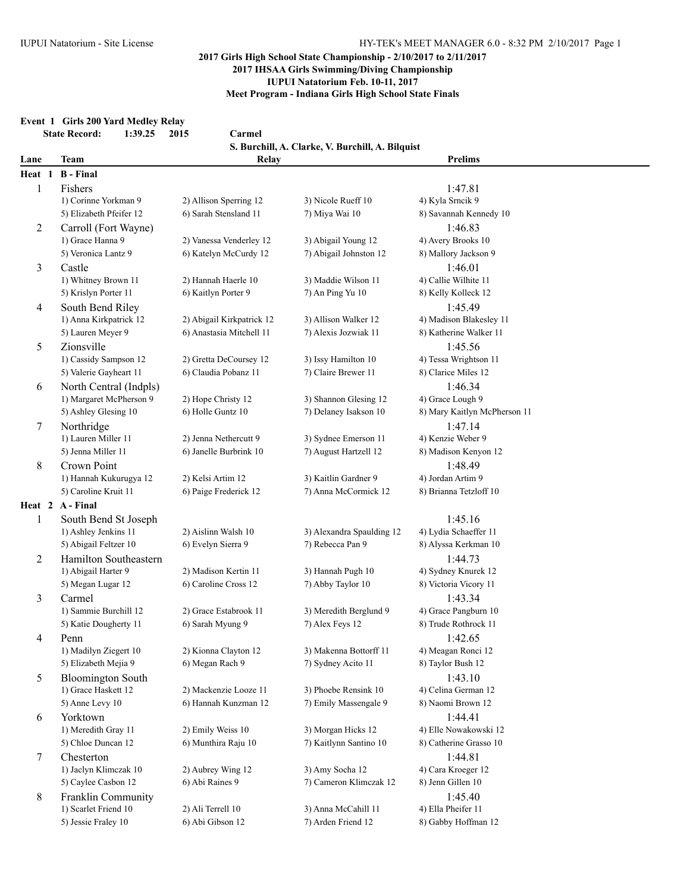**2017 Girls High School State Championship - 2/10/2017 to 2/11/2017**
**2017 IHSAA Girls Swimming/Diving Championship**
**IUPUI Natatorium Feb. 10-11, 2017**
**Meet Program - Indiana Girls High School State Finals**

**Event 1 Girls 200 Yard Medley Relay**

**State Record: 1:39.25 2015 Carmel**
**S. Burchill, A. Clarke, V. Burchill, A. Bilquist**

| Lane | Team | Relay | | Prelims |
|---|---|---|---|---|
| **Heat 1** | **B - Final** | | | |
| 1 | Fishers | | | 1:47.81 |
| | 1) Corinne Yorkman 9 | 2) Allison Sperring 12 | 3) Nicole Rueff 10 | 4) Kyla Srncik 9 |
| | 5) Elizabeth Pfeifer 12 | 6) Sarah Stensland 11 | 7) Miya Wai 10 | 8) Savannah Kennedy 10 |
| 2 | Carroll (Fort Wayne) | | | 1:46.83 |
| | 1) Grace Hanna 9 | 2) Vanessa Venderley 12 | 3) Abigail Young 12 | 4) Avery Brooks 10 |
| | 5) Veronica Lantz 9 | 6) Katelyn McCurdy 12 | 7) Abigail Johnston 12 | 8) Mallory Jackson 9 |
| 3 | Castle | | | 1:46.01 |
| | 1) Whitney Brown 11 | 2) Hannah Haerle 10 | 3) Maddie Wilson 11 | 4) Callie Wilhite 11 |
| | 5) Krislyn Porter 11 | 6) Kaitlyn Porter 9 | 7) An Ping Yu 10 | 8) Kelly Kolleck 12 |
| 4 | South Bend Riley | | | 1:45.49 |
| | 1) Anna Kirkpatrick 12 | 2) Abigail Kirkpatrick 12 | 3) Allison Walker 12 | 4) Madison Blakesley 11 |
| | 5) Lauren Meyer 9 | 6) Anastasia Mitchell 11 | 7) Alexis Jozwiak 11 | 8) Katherine Walker 11 |
| 5 | Zionsville | | | 1:45.56 |
| | 1) Cassidy Sampson 12 | 2) Gretta DeCoursey 12 | 3) Issy Hamilton 10 | 4) Tessa Wrightson 11 |
| | 5) Valerie Gayheart 11 | 6) Claudia Pobanz 11 | 7) Claire Brewer 11 | 8) Clarice Miles 12 |
| 6 | North Central (Indpls) | | | 1:46.34 |
| | 1) Margaret McPherson 9 | 2) Hope Christy 12 | 3) Shannon Glesing 12 | 4) Grace Lough 9 |
| | 5) Ashley Glesing 10 | 6) Holle Guntz 10 | 7) Delaney Isakson 10 | 8) Mary Kaitlyn McPherson 11 |
| 7 | Northridge | | | 1:47.14 |
| | 1) Lauren Miller 11 | 2) Jenna Nethercutt 9 | 3) Sydnee Emerson 11 | 4) Kenzie Weber 9 |
| | 5) Jenna Miller 11 | 6) Janelle Burbrink 10 | 7) August Hartzell 12 | 8) Madison Kenyon 12 |
| 8 | Crown Point | | | 1:48.49 |
| | 1) Hannah Kukurugya 12 | 2) Kelsi Artim 12 | 3) Kaitlin Gardner 9 | 4) Jordan Artim 9 |
| | 5) Caroline Kruit 11 | 6) Paige Frederick 12 | 7) Anna McCormick 12 | 8) Brianna Tetzloff 10 |
| **Heat 2** | **A - Final** | | | |
| 1 | South Bend St Joseph | | | 1:45.16 |
| | 1) Ashley Jenkins 11 | 2) Aislinn Walsh 10 | 3) Alexandra Spaulding 12 | 4) Lydia Schaeffer 11 |
| | 5) Abigail Feltzer 10 | 6) Evelyn Sierra 9 | 7) Rebecca Pan 9 | 8) Alyssa Kerkman 10 |
| 2 | Hamilton Southeastern | | | 1:44.73 |
| | 1) Abigail Harter 9 | 2) Madison Kertin 11 | 3) Hannah Pugh 10 | 4) Sydney Knurek 12 |
| | 5) Megan Lugar 12 | 6) Caroline Cross 12 | 7) Abby Taylor 10 | 8) Victoria Vicory 11 |
| 3 | Carmel | | | 1:43.34 |
| | 1) Sammie Burchill 12 | 2) Grace Estabrook 11 | 3) Meredith Berglund 9 | 4) Grace Pangburn 10 |
| | 5) Katie Dougherty 11 | 6) Sarah Myung 9 | 7) Alex Feys 12 | 8) Trude Rothrock 11 |
| 4 | Penn | | | 1:42.65 |
| | 1) Madilyn Ziegert 10 | 2) Kionna Clayton 12 | 3) Makenna Bottorff 11 | 4) Meagan Ronci 12 |
| | 5) Elizabeth Mejia 9 | 6) Megan Rach 9 | 7) Sydney Acito 11 | 8) Taylor Bush 12 |
| 5 | Bloomington South | | | 1:43.10 |
| | 1) Grace Haskett 12 | 2) Mackenzie Looze 11 | 3) Phoebe Rensink 10 | 4) Celina German 12 |
| | 5) Anne Levy 10 | 6) Hannah Kunzman 12 | 7) Emily Massengale 9 | 8) Naomi Brown 12 |
| 6 | Yorktown | | | 1:44.41 |
| | 1) Meredith Gray 11 | 2) Emily Weiss 10 | 3) Morgan Hicks 12 | 4) Elle Nowakowski 12 |
| | 5) Chloe Duncan 12 | 6) Munthira Raju 10 | 7) Kaitlynn Santino 10 | 8) Catherine Grasso 10 |
| 7 | Chesterton | | | 1:44.81 |
| | 1) Jaclyn Klimczak 10 | 2) Aubrey Wing 12 | 3) Amy Socha 12 | 4) Cara Kroeger 12 |
| | 5) Caylee Casbon 12 | 6) Abi Raines 9 | 7) Cameron Klimczak 12 | 8) Jenn Gillen 10 |
| 8 | Franklin Community | | | 1:45.40 |
| | 1) Scarlet Friend 10 | 2) Ali Terrell 10 | 3) Anna McCahill 11 | 4) Ella Pheifer 11 |
| | 5) Jessie Fraley 10 | 6) Abi Gibson 12 | 7) Arden Friend 12 | 8) Gabby Hoffman 12 |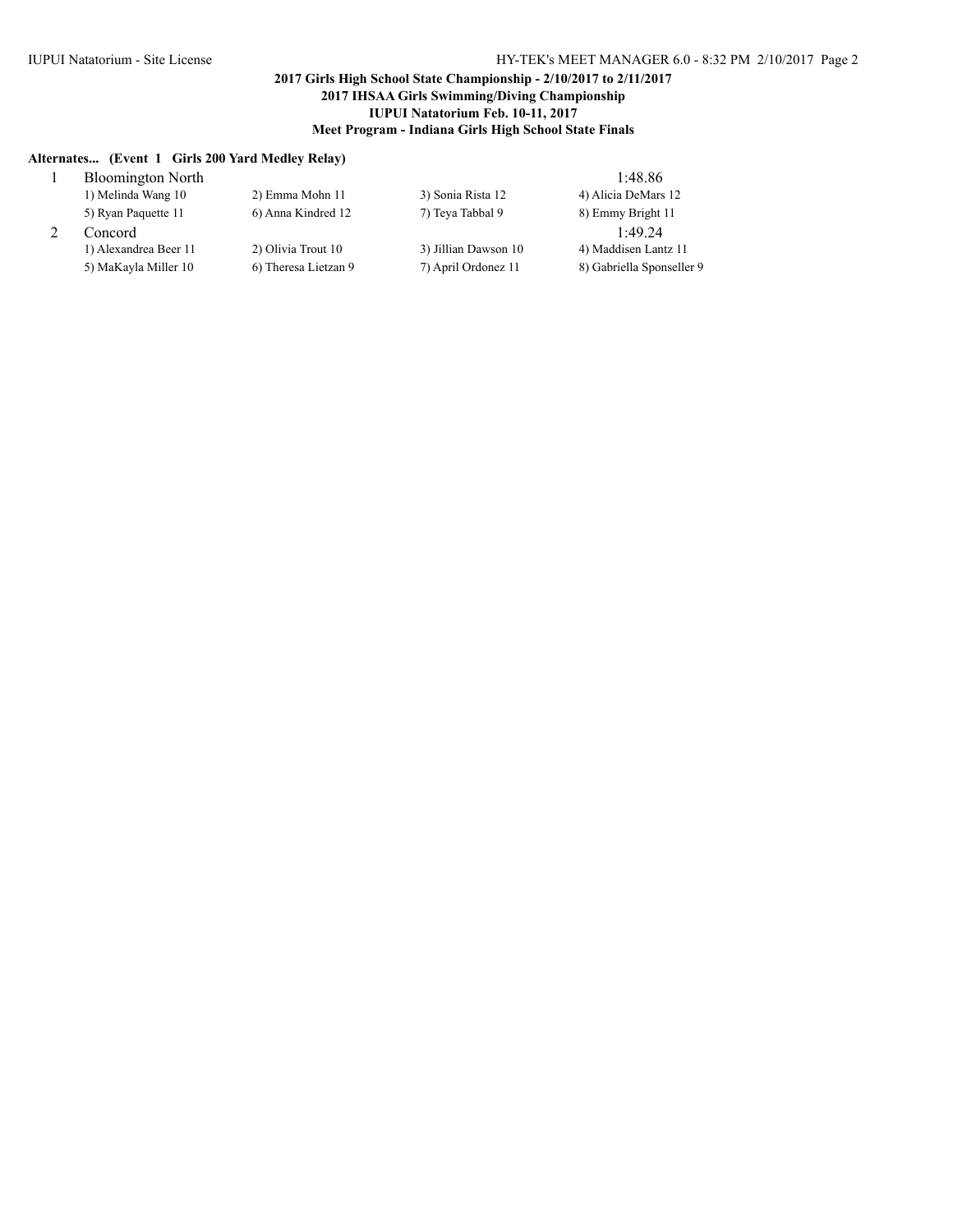**2017 Girls High School State Championship - 2/10/2017 to 2/11/2017**
**2017 IHSAA Girls Swimming/Diving Championship**
**IUPUI Natatorium Feb. 10-11, 2017**
**Meet Program - Indiana Girls High School State Finals**

**Alternates... (Event 1 Girls 200 Yard Medley Relay)**

| | | | | |
|---|---|---|---|---|
| 1 | Bloomington North | | | 1:48.86 |
| | 1) Melinda Wang 10 | 2) Emma Mohn 11 | 3) Sonia Rista 12 | 4) Alicia DeMars 12 |
| | 5) Ryan Paquette 11 | 6) Anna Kindred 12 | 7) Teya Tabbal 9 | 8) Emmy Bright 11 |
| 2 | Concord | | | 1:49.24 |
| | 1) Alexandrea Beer 11 | 2) Olivia Trout 10 | 3) Jillian Dawson 10 | 4) Maddisen Lantz 11 |
| | 5) MaKayla Miller 10 | 6) Theresa Lietzan 9 | 7) April Ordonez 11 | 8) Gabriella Sponseller 9 |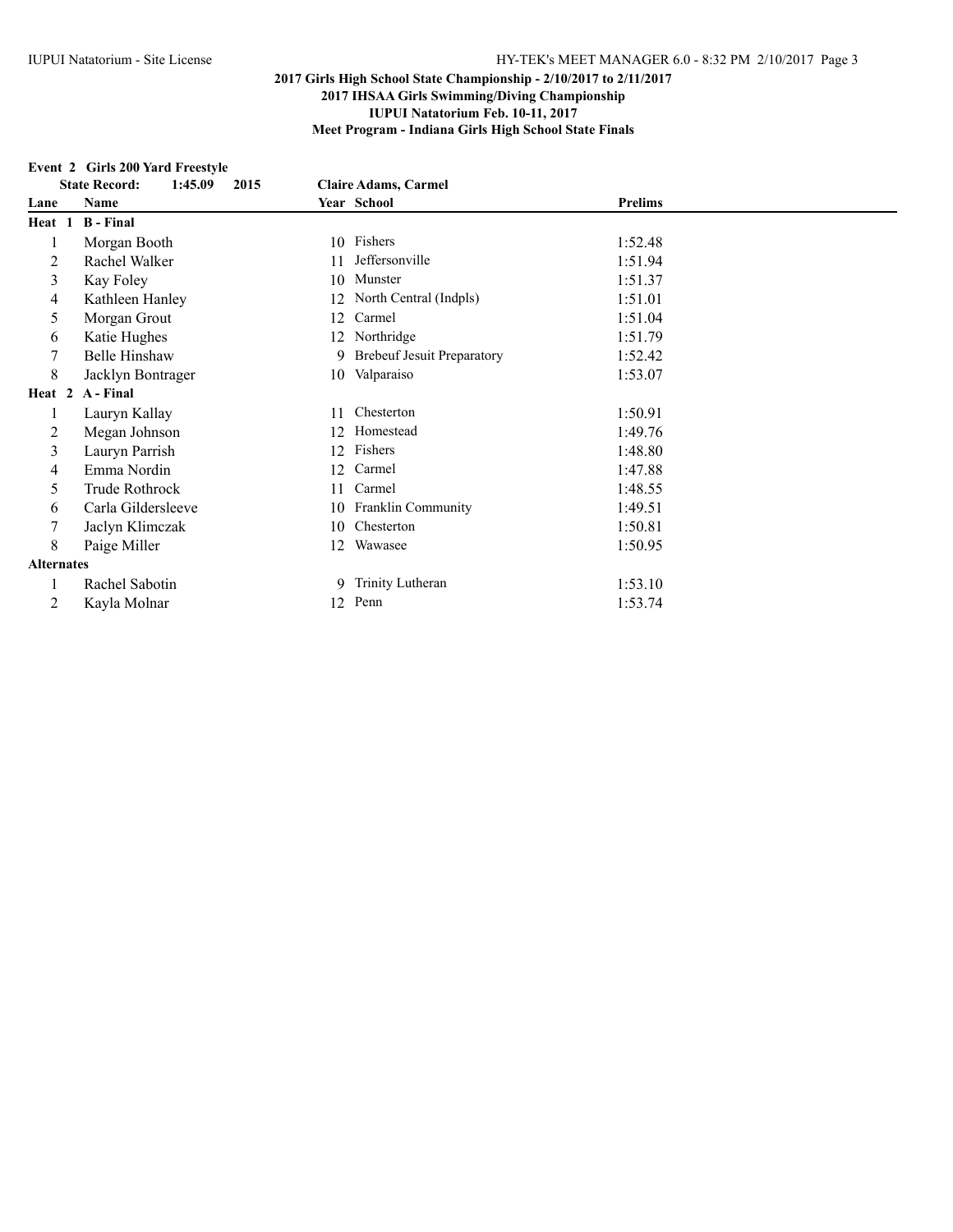**2017 Girls High School State Championship - 2/10/2017 to 2/11/2017**
**2017 IHSAA Girls Swimming/Diving Championship**
**IUPUI Natatorium Feb. 10-11, 2017**
**Meet Program - Indiana Girls High School State Finals**

**Event 2 Girls 200 Yard Freestyle**

| State Record: | 1:45.09 2015 | Claire Adams, Carmel | | |
|---|---|---|---|---|
| **Lane** | **Name** | **Year** | **School** | **Prelims** |
| **Heat 1 B - Final** | | | | |
| 1 | Morgan Booth | 10 | Fishers | 1:52.48 |
| 2 | Rachel Walker | 11 | Jeffersonville | 1:51.94 |
| 3 | Kay Foley | 10 | Munster | 1:51.37 |
| 4 | Kathleen Hanley | 12 | North Central (Indpls) | 1:51.01 |
| 5 | Morgan Grout | 12 | Carmel | 1:51.04 |
| 6 | Katie Hughes | 12 | Northridge | 1:51.79 |
| 7 | Belle Hinshaw | 9 | Brebeuf Jesuit Preparatory | 1:52.42 |
| 8 | Jacklyn Bontrager | 10 | Valparaiso | 1:53.07 |
| **Heat 2 A - Final** | | | | |
| 1 | Lauryn Kallay | 11 | Chesterton | 1:50.91 |
| 2 | Megan Johnson | 12 | Homestead | 1:49.76 |
| 3 | Lauryn Parrish | 12 | Fishers | 1:48.80 |
| 4 | Emma Nordin | 12 | Carmel | 1:47.88 |
| 5 | Trude Rothrock | 11 | Carmel | 1:48.55 |
| 6 | Carla Gildersleeve | 10 | Franklin Community | 1:49.51 |
| 7 | Jaclyn Klimczak | 10 | Chesterton | 1:50.81 |
| 8 | Paige Miller | 12 | Wawasee | 1:50.95 |
| **Alternates** | | | | |
| 1 | Rachel Sabotin | 9 | Trinity Lutheran | 1:53.10 |
| 2 | Kayla Molnar | 12 | Penn | 1:53.74 |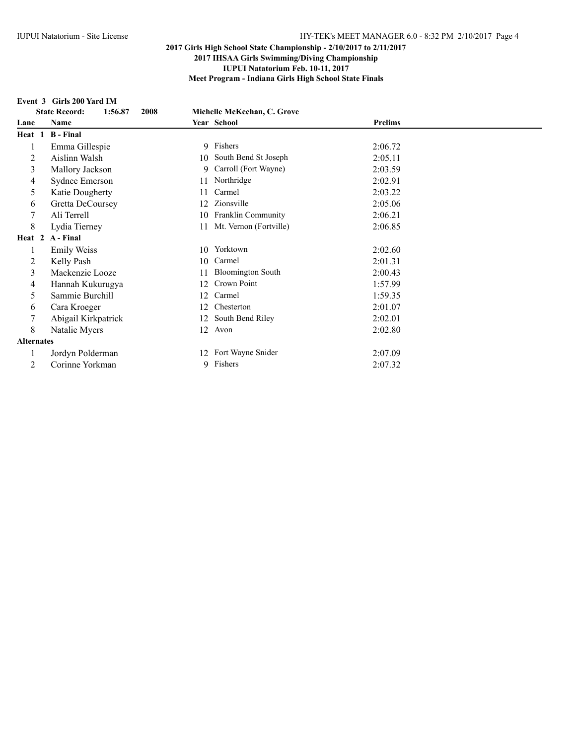**2017 Girls High School State Championship - 2/10/2017 to 2/11/2017**
**2017 IHSAA Girls Swimming/Diving Championship**
**IUPUI Natatorium Feb. 10-11, 2017**
**Meet Program - Indiana Girls High School State Finals**

**Event 3 Girls 200 Yard IM**

**State Record: 1:56.87 2008 Michelle McKeehan, C. Grove**

| Lane | Name | Year | School | Prelims |
|---|---|---|---|---|
| **Heat 1 B - Final** | | | | |
| 1 | Emma Gillespie | 9 | Fishers | 2:06.72 |
| 2 | Aislinn Walsh | 10 | South Bend St Joseph | 2:05.11 |
| 3 | Mallory Jackson | 9 | Carroll (Fort Wayne) | 2:03.59 |
| 4 | Sydnee Emerson | 11 | Northridge | 2:02.91 |
| 5 | Katie Dougherty | 11 | Carmel | 2:03.22 |
| 6 | Gretta DeCoursey | 12 | Zionsville | 2:05.06 |
| 7 | Ali Terrell | 10 | Franklin Community | 2:06.21 |
| 8 | Lydia Tierney | 11 | Mt. Vernon (Fortville) | 2:06.85 |
| **Heat 2 A - Final** | | | | |
| 1 | Emily Weiss | 10 | Yorktown | 2:02.60 |
| 2 | Kelly Pash | 10 | Carmel | 2:01.31 |
| 3 | Mackenzie Looze | 11 | Bloomington South | 2:00.43 |
| 4 | Hannah Kukurugya | 12 | Crown Point | 1:57.99 |
| 5 | Sammie Burchill | 12 | Carmel | 1:59.35 |
| 6 | Cara Kroeger | 12 | Chesterton | 2:01.07 |
| 7 | Abigail Kirkpatrick | 12 | South Bend Riley | 2:02.01 |
| 8 | Natalie Myers | 12 | Avon | 2:02.80 |
| **Alternates** | | | | |
| 1 | Jordyn Polderman | 12 | Fort Wayne Snider | 2:07.09 |
| 2 | Corinne Yorkman | 9 | Fishers | 2:07.32 |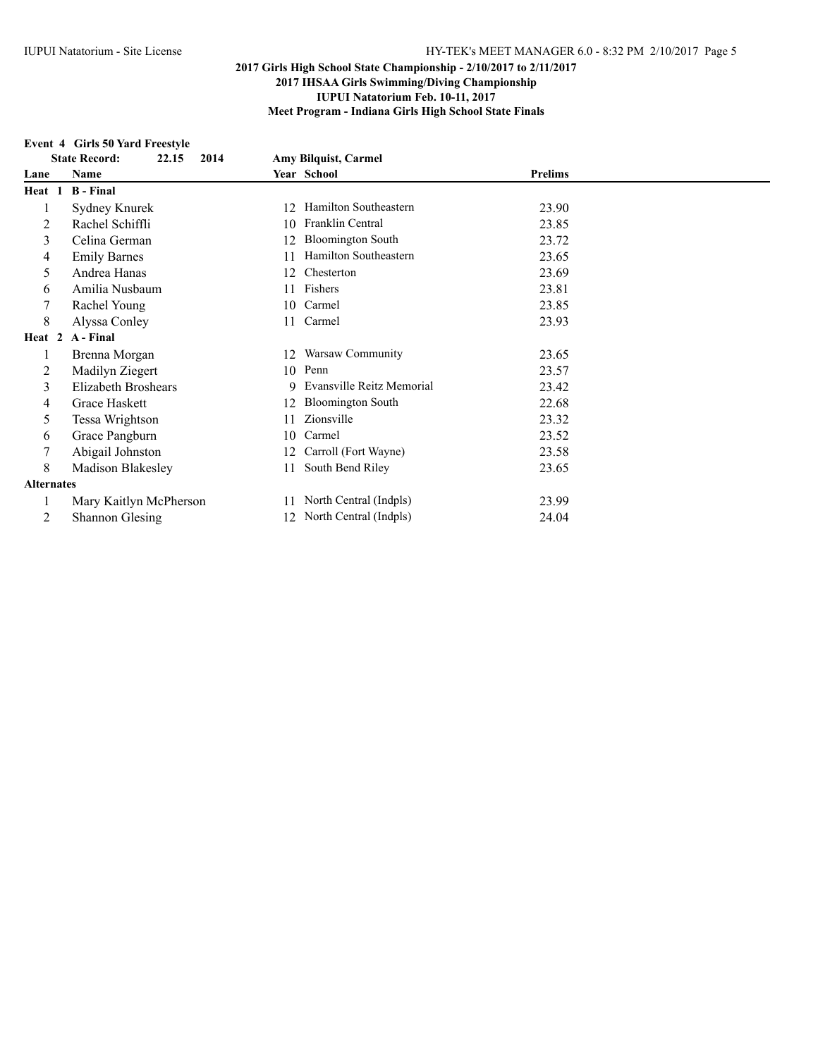**2017 Girls High School State Championship - 2/10/2017 to 2/11/2017**
**2017 IHSAA Girls Swimming/Diving Championship**
**IUPUI Natatorium Feb. 10-11, 2017**
**Meet Program - Indiana Girls High School State Finals**

**Event 4 Girls 50 Yard Freestyle**

**State Record: 22.15 2014 Amy Bilquist, Carmel**

| Lane | Name | Year | School | Prelims |
|---|---|---|---|---|
| **Heat 1 B - Final** | | | | |
| 1 | Sydney Knurek | 12 | Hamilton Southeastern | 23.90 |
| 2 | Rachel Schiffli | 10 | Franklin Central | 23.85 |
| 3 | Celina German | 12 | Bloomington South | 23.72 |
| 4 | Emily Barnes | 11 | Hamilton Southeastern | 23.65 |
| 5 | Andrea Hanas | 12 | Chesterton | 23.69 |
| 6 | Amilia Nusbaum | 11 | Fishers | 23.81 |
| 7 | Rachel Young | 10 | Carmel | 23.85 |
| 8 | Alyssa Conley | 11 | Carmel | 23.93 |
| **Heat 2 A - Final** | | | | |
| 1 | Brenna Morgan | 12 | Warsaw Community | 23.65 |
| 2 | Madilyn Ziegert | 10 | Penn | 23.57 |
| 3 | Elizabeth Broshears | 9 | Evansville Reitz Memorial | 23.42 |
| 4 | Grace Haskett | 12 | Bloomington South | 22.68 |
| 5 | Tessa Wrightson | 11 | Zionsville | 23.32 |
| 6 | Grace Pangburn | 10 | Carmel | 23.52 |
| 7 | Abigail Johnston | 12 | Carroll (Fort Wayne) | 23.58 |
| 8 | Madison Blakesley | 11 | South Bend Riley | 23.65 |
| **Alternates** | | | | |
| 1 | Mary Kaitlyn McPherson | 11 | North Central (Indpls) | 23.99 |
| 2 | Shannon Glesing | 12 | North Central (Indpls) | 24.04 |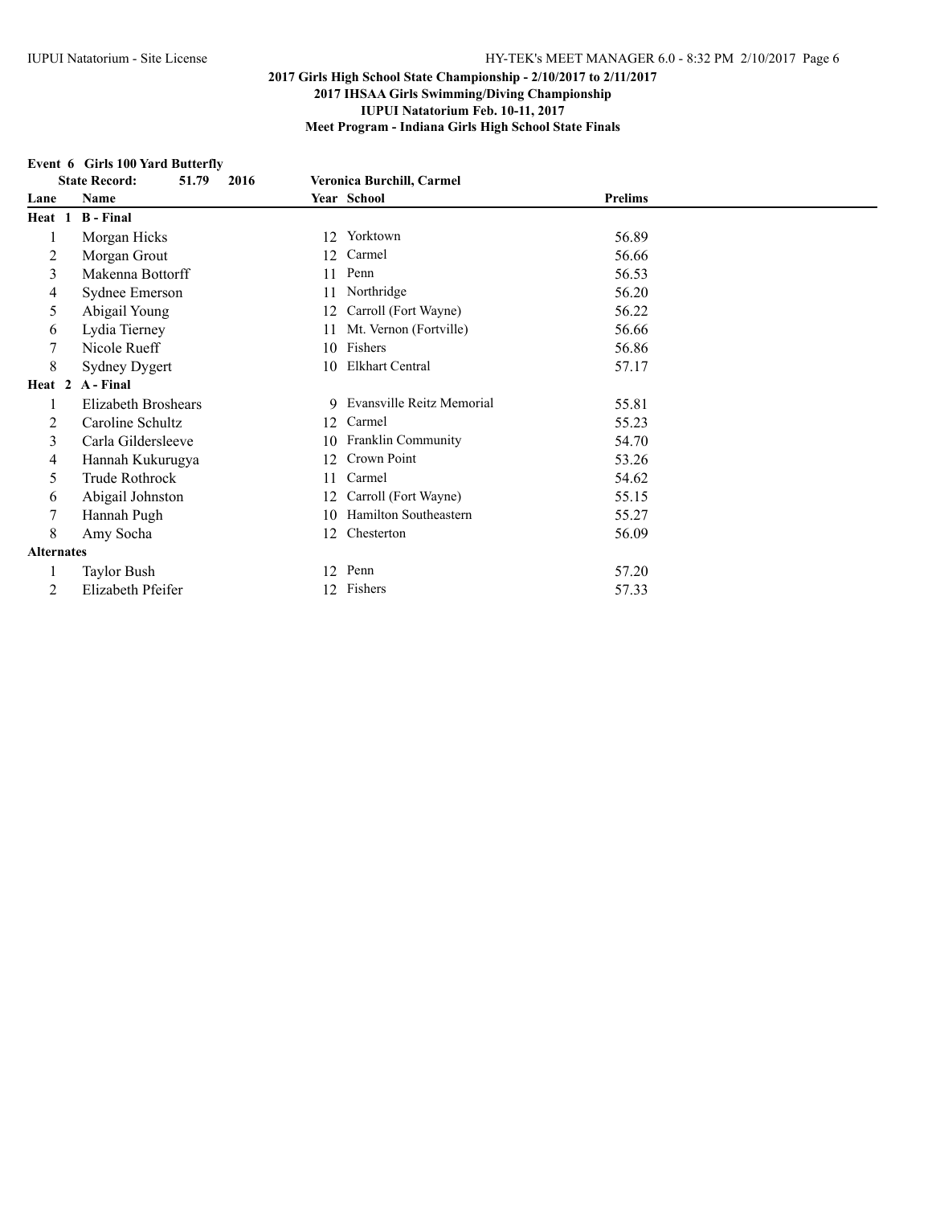**2017 Girls High School State Championship - 2/10/2017 to 2/11/2017**
**2017 IHSAA Girls Swimming/Diving Championship**
**IUPUI Natatorium Feb. 10-11, 2017**
**Meet Program - Indiana Girls High School State Finals**

**Event 6 Girls 100 Yard Butterfly**

**State Record: 51.79 2016 Veronica Burchill, Carmel**

| Lane | Name | Year | School | Prelims |
|---|---|---|---|---|
| **Heat 1 B - Final** | | | | |
| 1 | Morgan Hicks | 12 | Yorktown | 56.89 |
| 2 | Morgan Grout | 12 | Carmel | 56.66 |
| 3 | Makenna Bottorff | 11 | Penn | 56.53 |
| 4 | Sydnee Emerson | 11 | Northridge | 56.20 |
| 5 | Abigail Young | 12 | Carroll (Fort Wayne) | 56.22 |
| 6 | Lydia Tierney | 11 | Mt. Vernon (Fortville) | 56.66 |
| 7 | Nicole Rueff | 10 | Fishers | 56.86 |
| 8 | Sydney Dygert | 10 | Elkhart Central | 57.17 |
| **Heat 2 A - Final** | | | | |
| 1 | Elizabeth Broshears | 9 | Evansville Reitz Memorial | 55.81 |
| 2 | Caroline Schultz | 12 | Carmel | 55.23 |
| 3 | Carla Gildersleeve | 10 | Franklin Community | 54.70 |
| 4 | Hannah Kukurugya | 12 | Crown Point | 53.26 |
| 5 | Trude Rothrock | 11 | Carmel | 54.62 |
| 6 | Abigail Johnston | 12 | Carroll (Fort Wayne) | 55.15 |
| 7 | Hannah Pugh | 10 | Hamilton Southeastern | 55.27 |
| 8 | Amy Socha | 12 | Chesterton | 56.09 |
| **Alternates** | | | | |
| 1 | Taylor Bush | 12 | Penn | 57.20 |
| 2 | Elizabeth Pfeifer | 12 | Fishers | 57.33 |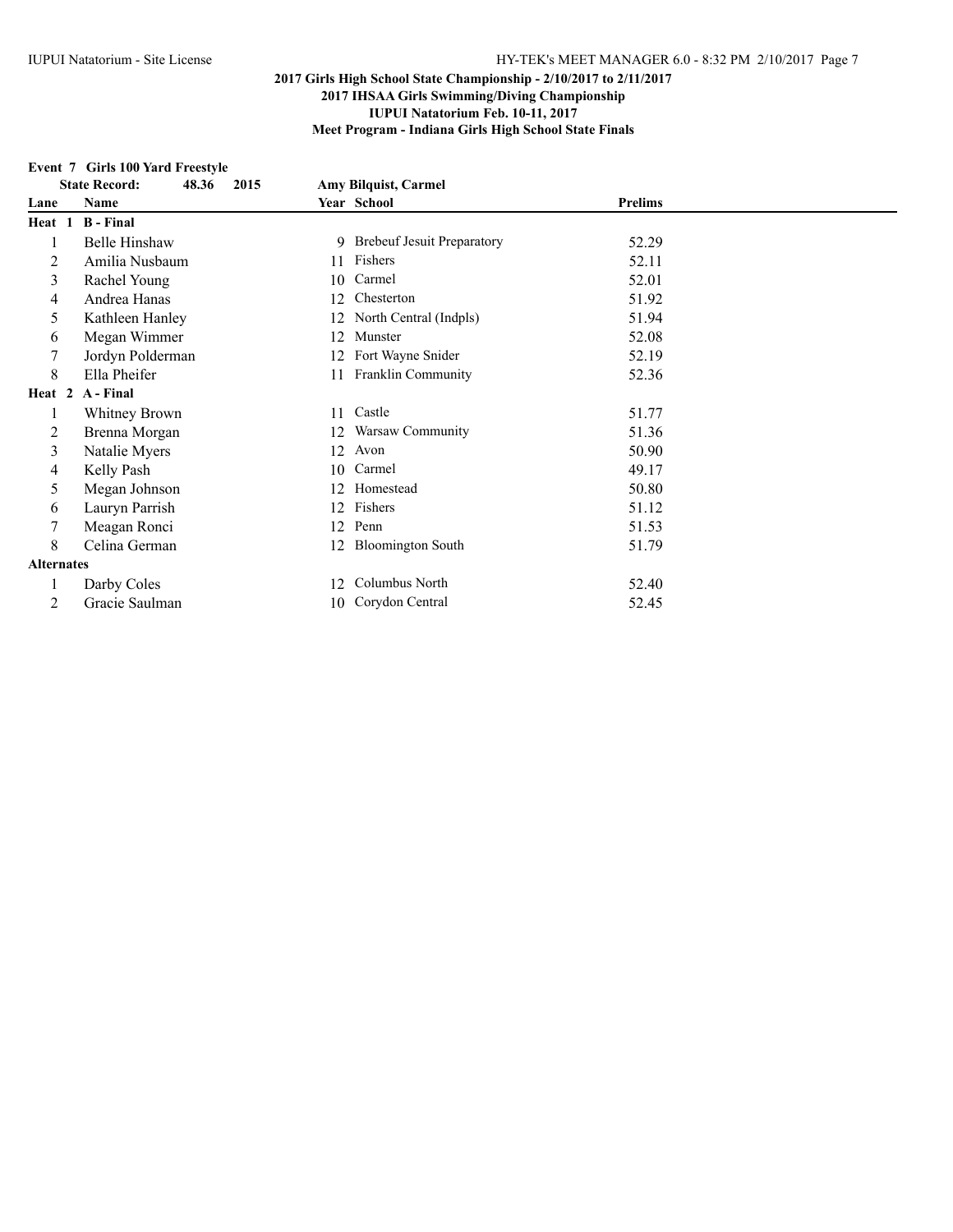**2017 Girls High School State Championship - 2/10/2017 to 2/11/2017**
**2017 IHSAA Girls Swimming/Diving Championship**
**IUPUI Natatorium Feb. 10-11, 2017**
**Meet Program - Indiana Girls High School State Finals**

**Event 7 Girls 100 Yard Freestyle**

**State Record: 48.36 2015 Amy Bilquist, Carmel**

| Lane | Name | Year | School | Prelims |
|---|---|---|---|---|
| **Heat 1 B - Final** | | | | |
| 1 | Belle Hinshaw | 9 | Brebeuf Jesuit Preparatory | 52.29 |
| 2 | Amilia Nusbaum | 11 | Fishers | 52.11 |
| 3 | Rachel Young | 10 | Carmel | 52.01 |
| 4 | Andrea Hanas | 12 | Chesterton | 51.92 |
| 5 | Kathleen Hanley | 12 | North Central (Indpls) | 51.94 |
| 6 | Megan Wimmer | 12 | Munster | 52.08 |
| 7 | Jordyn Polderman | 12 | Fort Wayne Snider | 52.19 |
| 8 | Ella Pheifer | 11 | Franklin Community | 52.36 |
| **Heat 2 A - Final** | | | | |
| 1 | Whitney Brown | 11 | Castle | 51.77 |
| 2 | Brenna Morgan | 12 | Warsaw Community | 51.36 |
| 3 | Natalie Myers | 12 | Avon | 50.90 |
| 4 | Kelly Pash | 10 | Carmel | 49.17 |
| 5 | Megan Johnson | 12 | Homestead | 50.80 |
| 6 | Lauryn Parrish | 12 | Fishers | 51.12 |
| 7 | Meagan Ronci | 12 | Penn | 51.53 |
| 8 | Celina German | 12 | Bloomington South | 51.79 |
| **Alternates** | | | | |
| 1 | Darby Coles | 12 | Columbus North | 52.40 |
| 2 | Gracie Saulman | 10 | Corydon Central | 52.45 |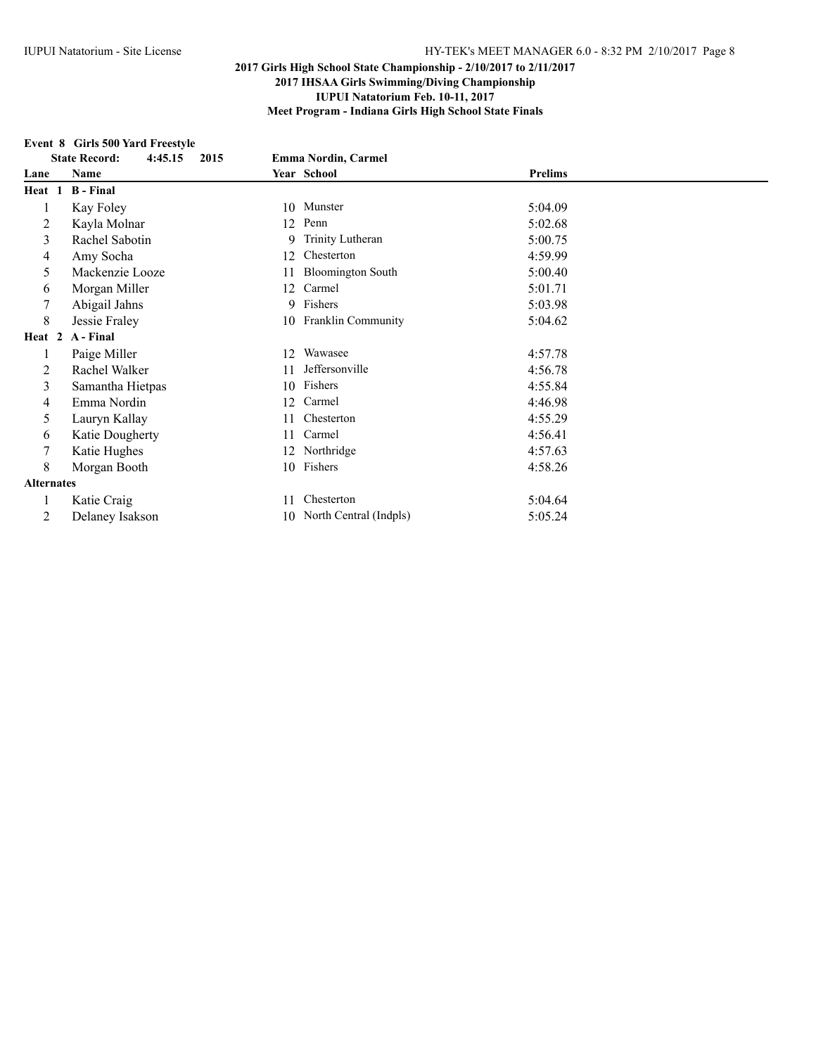**2017 Girls High School State Championship - 2/10/2017 to 2/11/2017**
**2017 IHSAA Girls Swimming/Diving Championship**
**IUPUI Natatorium Feb. 10-11, 2017**
**Meet Program - Indiana Girls High School State Finals**

**Event 8 Girls 500 Yard Freestyle**

**State Record: 4:45.15 2015 Emma Nordin, Carmel**

| Lane | Name | Year | School | Prelims |
|---|---|---|---|---|
| **Heat 1** | **B - Final** | | | |
| 1 | Kay Foley | 10 | Munster | 5:04.09 |
| 2 | Kayla Molnar | 12 | Penn | 5:02.68 |
| 3 | Rachel Sabotin | 9 | Trinity Lutheran | 5:00.75 |
| 4 | Amy Socha | 12 | Chesterton | 4:59.99 |
| 5 | Mackenzie Looze | 11 | Bloomington South | 5:00.40 |
| 6 | Morgan Miller | 12 | Carmel | 5:01.71 |
| 7 | Abigail Jahns | 9 | Fishers | 5:03.98 |
| 8 | Jessie Fraley | 10 | Franklin Community | 5:04.62 |
| **Heat 2** | **A - Final** | | | |
| 1 | Paige Miller | 12 | Wawasee | 4:57.78 |
| 2 | Rachel Walker | 11 | Jeffersonville | 4:56.78 |
| 3 | Samantha Hietpas | 10 | Fishers | 4:55.84 |
| 4 | Emma Nordin | 12 | Carmel | 4:46.98 |
| 5 | Lauryn Kallay | 11 | Chesterton | 4:55.29 |
| 6 | Katie Dougherty | 11 | Carmel | 4:56.41 |
| 7 | Katie Hughes | 12 | Northridge | 4:57.63 |
| 8 | Morgan Booth | 10 | Fishers | 4:58.26 |
| **Alternates** | | | | |
| 1 | Katie Craig | 11 | Chesterton | 5:04.64 |
| 2 | Delaney Isakson | 10 | North Central (Indpls) | 5:05.24 |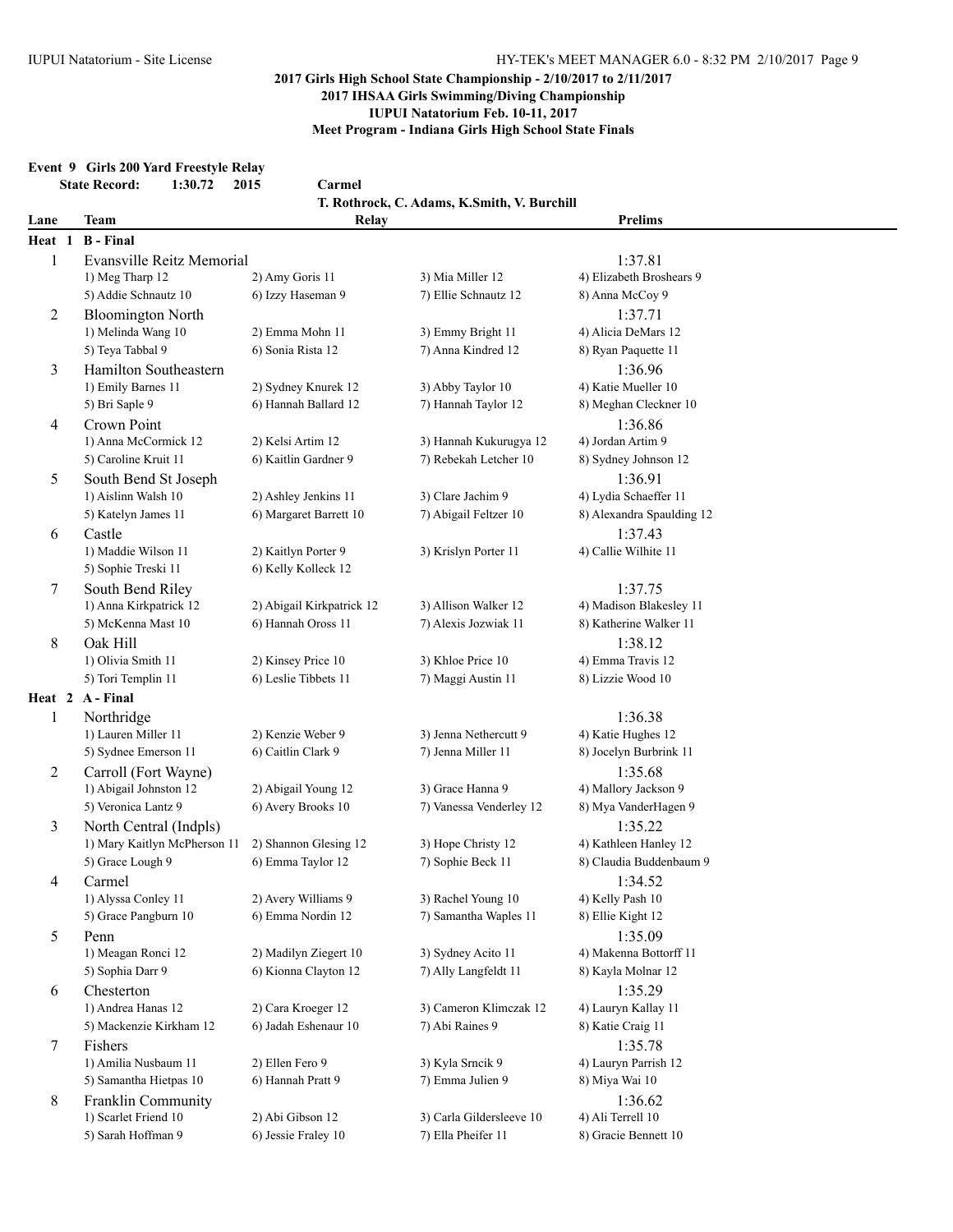**2017 Girls High School State Championship - 2/10/2017 to 2/11/2017**
**2017 IHSAA Girls Swimming/Diving Championship**
**IUPUI Natatorium Feb. 10-11, 2017**
**Meet Program - Indiana Girls High School State Finals**

### Event 9 Girls 200 Yard Freestyle Relay

**State Record:** 1:30.72 2015 Carmel
T. Rothrock, C. Adams, K.Smith, V. Burchill

| Lane | Team | Relay | | Prelims |
|---|---|---|---|---|
| **Heat 1 B - Final** | | | | |
| 1 | Evansville Reitz Memorial | | | 1:37.81 |
| | 1) Meg Tharp 12 | 2) Amy Goris 11 | 3) Mia Miller 12 | 4) Elizabeth Broshears 9 |
| | 5) Addie Schnautz 10 | 6) Izzy Haseman 9 | 7) Ellie Schnautz 12 | 8) Anna McCoy 9 |
| 2 | Bloomington North | | | 1:37.71 |
| | 1) Melinda Wang 10 | 2) Emma Mohn 11 | 3) Emmy Bright 11 | 4) Alicia DeMars 12 |
| | 5) Teya Tabbal 9 | 6) Sonia Rista 12 | 7) Anna Kindred 12 | 8) Ryan Paquette 11 |
| 3 | Hamilton Southeastern | | | 1:36.96 |
| | 1) Emily Barnes 11 | 2) Sydney Knurek 12 | 3) Abby Taylor 10 | 4) Katie Mueller 10 |
| | 5) Bri Saple 9 | 6) Hannah Ballard 12 | 7) Hannah Taylor 12 | 8) Meghan Cleckner 10 |
| 4 | Crown Point | | | 1:36.86 |
| | 1) Anna McCormick 12 | 2) Kelsi Artim 12 | 3) Hannah Kukurugya 12 | 4) Jordan Artim 9 |
| | 5) Caroline Kruit 11 | 6) Kaitlin Gardner 9 | 7) Rebekah Letcher 10 | 8) Sydney Johnson 12 |
| 5 | South Bend St Joseph | | | 1:36.91 |
| | 1) Aislinn Walsh 10 | 2) Ashley Jenkins 11 | 3) Clare Jachim 9 | 4) Lydia Schaeffer 11 |
| | 5) Katelyn James 11 | 6) Margaret Barrett 10 | 7) Abigail Feltzer 10 | 8) Alexandra Spaulding 12 |
| 6 | Castle | | | 1:37.43 |
| | 1) Maddie Wilson 11 | 2) Kaitlyn Porter 9 | 3) Krislyn Porter 11 | 4) Callie Wilhite 11 |
| | 5) Sophie Treski 11 | 6) Kelly Kolleck 12 | | |
| 7 | South Bend Riley | | | 1:37.75 |
| | 1) Anna Kirkpatrick 12 | 2) Abigail Kirkpatrick 12 | 3) Allison Walker 12 | 4) Madison Blakesley 11 |
| | 5) McKenna Mast 10 | 6) Hannah Oross 11 | 7) Alexis Jozwiak 11 | 8) Katherine Walker 11 |
| 8 | Oak Hill | | | 1:38.12 |
| | 1) Olivia Smith 11 | 2) Kinsey Price 10 | 3) Khloe Price 10 | 4) Emma Travis 12 |
| | 5) Tori Templin 11 | 6) Leslie Tibbets 11 | 7) Maggi Austin 11 | 8) Lizzie Wood 10 |
| **Heat 2 A - Final** | | | | |
| 1 | Northridge | | | 1:36.38 |
| | 1) Lauren Miller 11 | 2) Kenzie Weber 9 | 3) Jenna Nethercutt 9 | 4) Katie Hughes 12 |
| | 5) Sydnee Emerson 11 | 6) Caitlin Clark 9 | 7) Jenna Miller 11 | 8) Jocelyn Burbrink 11 |
| 2 | Carroll (Fort Wayne) | | | 1:35.68 |
| | 1) Abigail Johnston 12 | 2) Abigail Young 12 | 3) Grace Hanna 9 | 4) Mallory Jackson 9 |
| | 5) Veronica Lantz 9 | 6) Avery Brooks 10 | 7) Vanessa Venderley 12 | 8) Mya VanderHagen 9 |
| 3 | North Central (Indpls) | | | 1:35.22 |
| | 1) Mary Kaitlyn McPherson 11 | 2) Shannon Glesing 12 | 3) Hope Christy 12 | 4) Kathleen Hanley 12 |
| | 5) Grace Lough 9 | 6) Emma Taylor 12 | 7) Sophie Beck 11 | 8) Claudia Buddenbaum 9 |
| 4 | Carmel | | | 1:34.52 |
| | 1) Alyssa Conley 11 | 2) Avery Williams 9 | 3) Rachel Young 10 | 4) Kelly Pash 10 |
| | 5) Grace Pangburn 10 | 6) Emma Nordin 12 | 7) Samantha Waples 11 | 8) Ellie Kight 12 |
| 5 | Penn | | | 1:35.09 |
| | 1) Meagan Ronci 12 | 2) Madilyn Ziegert 10 | 3) Sydney Acito 11 | 4) Makenna Bottorff 11 |
| | 5) Sophia Darr 9 | 6) Kionna Clayton 12 | 7) Ally Langfeldt 11 | 8) Kayla Molnar 12 |
| 6 | Chesterton | | | 1:35.29 |
| | 1) Andrea Hanas 12 | 2) Cara Kroeger 12 | 3) Cameron Klimczak 12 | 4) Lauryn Kallay 11 |
| | 5) Mackenzie Kirkham 12 | 6) Jadah Eshenaur 10 | 7) Abi Raines 9 | 8) Katie Craig 11 |
| 7 | Fishers | | | 1:35.78 |
| | 1) Amilia Nusbaum 11 | 2) Ellen Fero 9 | 3) Kyla Srncik 9 | 4) Lauryn Parrish 12 |
| | 5) Samantha Hietpas 10 | 6) Hannah Pratt 9 | 7) Emma Julien 9 | 8) Miya Wai 10 |
| 8 | Franklin Community | | | 1:36.62 |
| | 1) Scarlet Friend 10 | 2) Abi Gibson 12 | 3) Carla Gildersleeve 10 | 4) Ali Terrell 10 |
| | 5) Sarah Hoffman 9 | 6) Jessie Fraley 10 | 7) Ella Pheifer 11 | 8) Gracie Bennett 10 |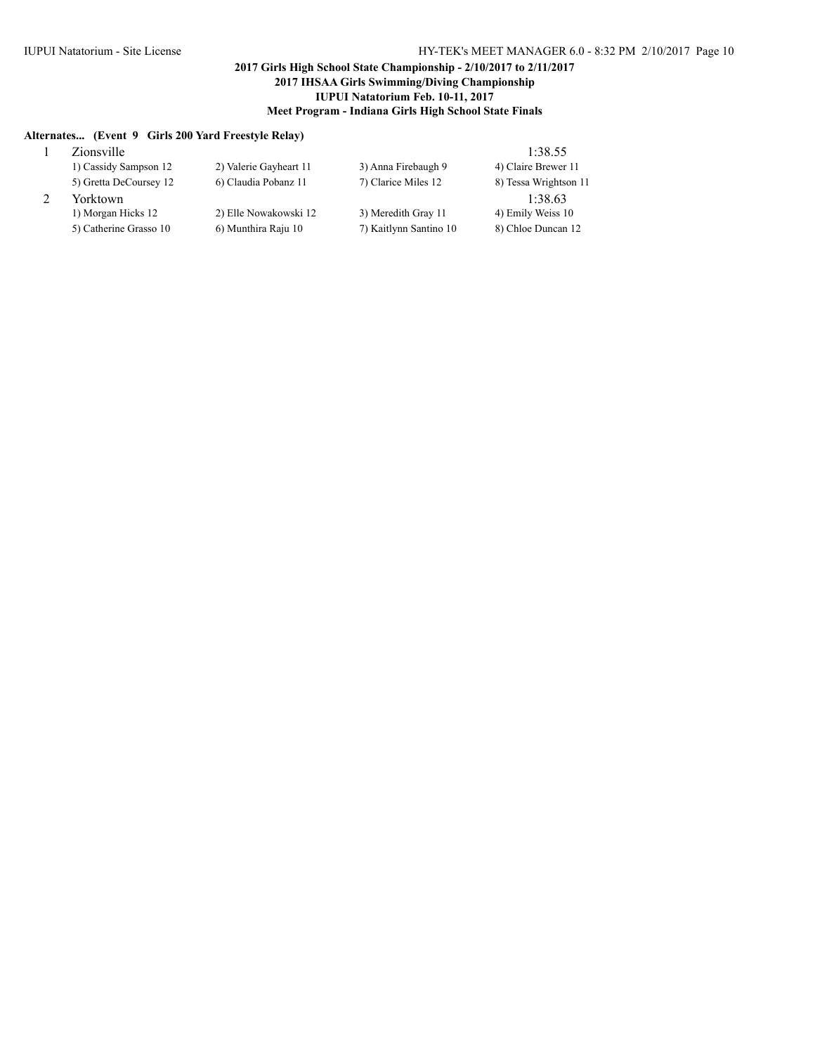**2017 Girls High School State Championship - 2/10/2017 to 2/11/2017**
**2017 IHSAA Girls Swimming/Diving Championship**
**IUPUI Natatorium Feb. 10-11, 2017**
**Meet Program - Indiana Girls High School State Finals**

**Alternates... (Event 9 Girls 200 Yard Freestyle Relay)**

| | | | | |
|---|---|---|---|---|
| 1 | Zionsville | | | 1:38.55 |
| | 1) Cassidy Sampson 12 | 2) Valerie Gayheart 11 | 3) Anna Firebaugh 9 | 4) Claire Brewer 11 |
| | 5) Gretta DeCoursey 12 | 6) Claudia Pobanz 11 | 7) Clarice Miles 12 | 8) Tessa Wrightson 11 |
| 2 | Yorktown | | | 1:38.63 |
| | 1) Morgan Hicks 12 | 2) Elle Nowakowski 12 | 3) Meredith Gray 11 | 4) Emily Weiss 10 |
| | 5) Catherine Grasso 10 | 6) Munthira Raju 10 | 7) Kaitlynn Santino 10 | 8) Chloe Duncan 12 |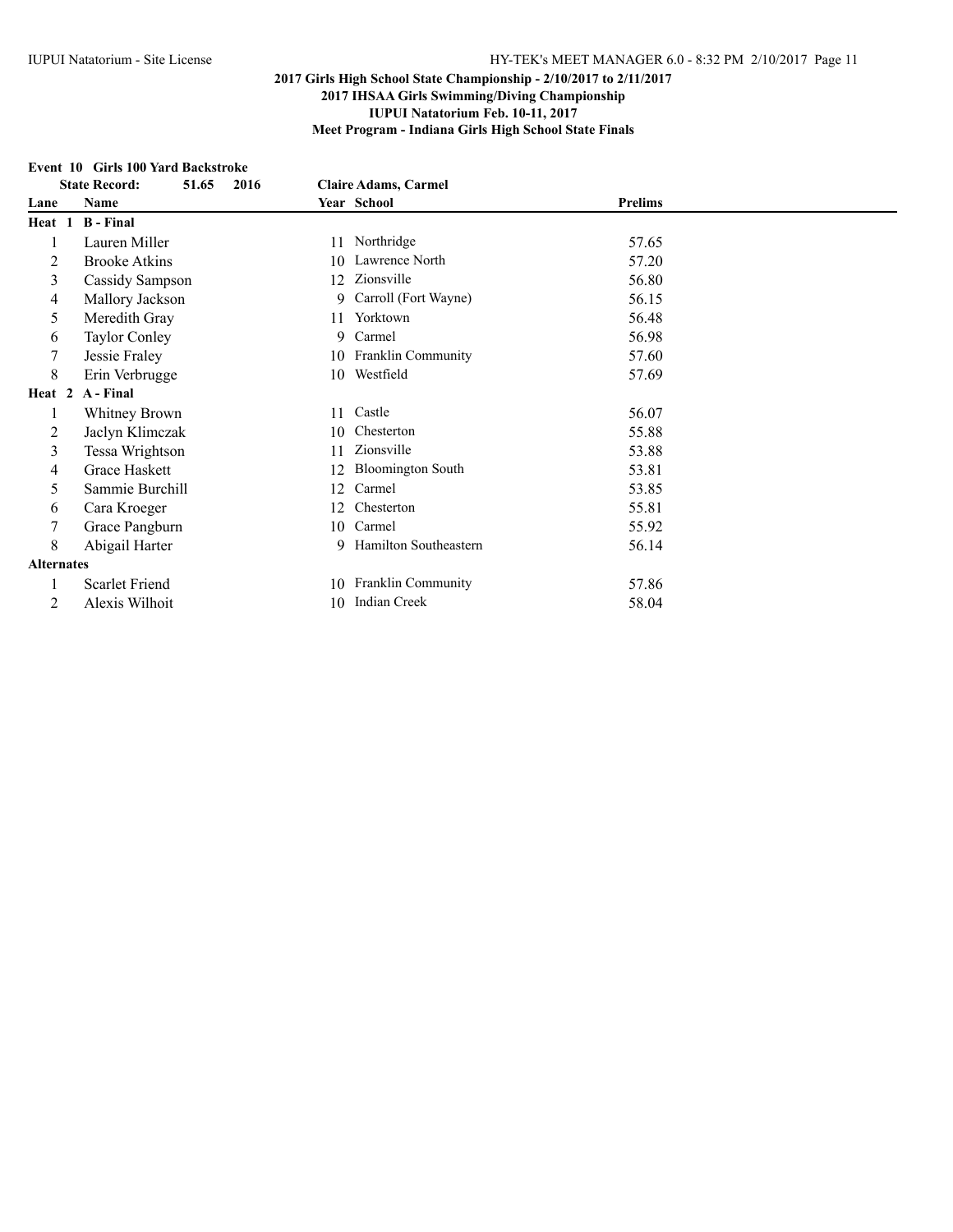**2017 Girls High School State Championship - 2/10/2017 to 2/11/2017**
**2017 IHSAA Girls Swimming/Diving Championship**
**IUPUI Natatorium Feb. 10-11, 2017**
**Meet Program - Indiana Girls High School State Finals**

### Event 10 Girls 100 Yard Backstroke

**State Record: 51.65 2016 Claire Adams, Carmel**

| Lane | Name | Year | School | Prelims |
|---|---|---|---|---|
| **Heat 1 B - Final** | | | | |
| 1 | Lauren Miller | 11 | Northridge | 57.65 |
| 2 | Brooke Atkins | 10 | Lawrence North | 57.20 |
| 3 | Cassidy Sampson | 12 | Zionsville | 56.80 |
| 4 | Mallory Jackson | 9 | Carroll (Fort Wayne) | 56.15 |
| 5 | Meredith Gray | 11 | Yorktown | 56.48 |
| 6 | Taylor Conley | 9 | Carmel | 56.98 |
| 7 | Jessie Fraley | 10 | Franklin Community | 57.60 |
| 8 | Erin Verbrugge | 10 | Westfield | 57.69 |
| **Heat 2 A - Final** | | | | |
| 1 | Whitney Brown | 11 | Castle | 56.07 |
| 2 | Jaclyn Klimczak | 10 | Chesterton | 55.88 |
| 3 | Tessa Wrightson | 11 | Zionsville | 53.88 |
| 4 | Grace Haskett | 12 | Bloomington South | 53.81 |
| 5 | Sammie Burchill | 12 | Carmel | 53.85 |
| 6 | Cara Kroeger | 12 | Chesterton | 55.81 |
| 7 | Grace Pangburn | 10 | Carmel | 55.92 |
| 8 | Abigail Harter | 9 | Hamilton Southeastern | 56.14 |
| **Alternates** | | | | |
| 1 | Scarlet Friend | 10 | Franklin Community | 57.86 |
| 2 | Alexis Wilhoit | 10 | Indian Creek | 58.04 |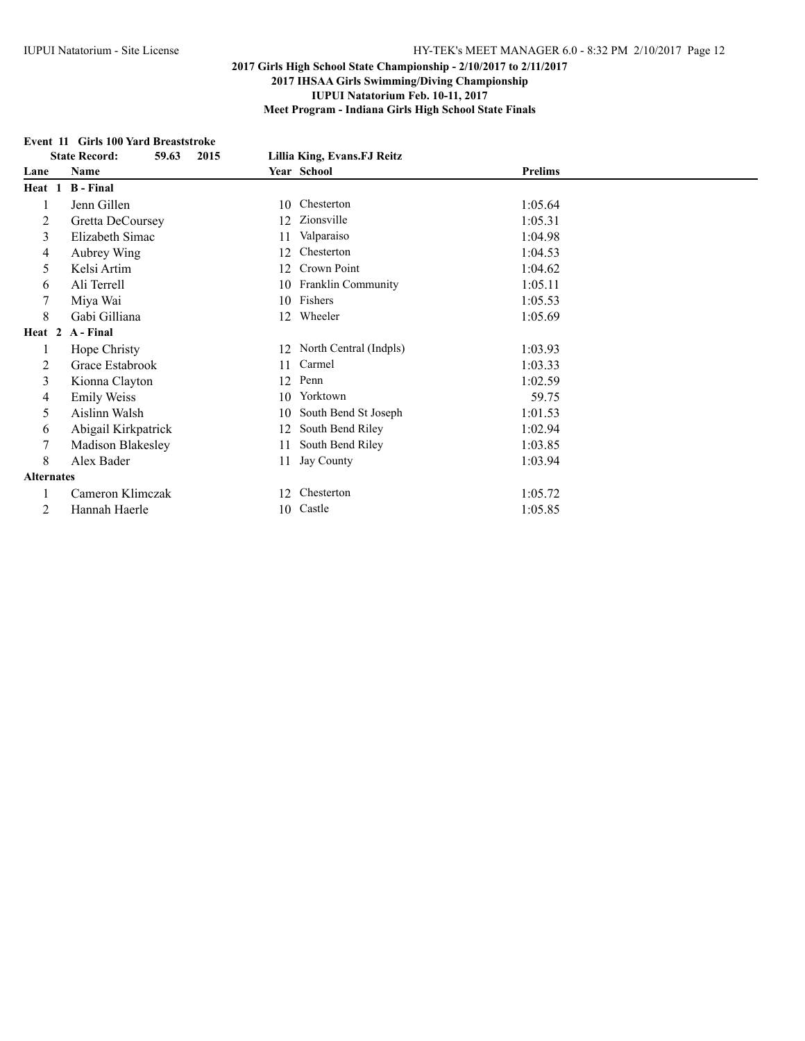**2017 Girls High School State Championship - 2/10/2017 to 2/11/2017**
**2017 IHSAA Girls Swimming/Diving Championship**
**IUPUI Natatorium Feb. 10-11, 2017**
**Meet Program - Indiana Girls High School State Finals**

**Event 11 Girls 100 Yard Breaststroke**

**State Record: 59.63 2015 Lillia King, Evans.FJ Reitz**

| Lane | Name | Year | School | Prelims |
|---|---|---|---|---|
| **Heat 1 B - Final** | | | | |
| 1 | Jenn Gillen | 10 | Chesterton | 1:05.64 |
| 2 | Gretta DeCoursey | 12 | Zionsville | 1:05.31 |
| 3 | Elizabeth Simac | 11 | Valparaiso | 1:04.98 |
| 4 | Aubrey Wing | 12 | Chesterton | 1:04.53 |
| 5 | Kelsi Artim | 12 | Crown Point | 1:04.62 |
| 6 | Ali Terrell | 10 | Franklin Community | 1:05.11 |
| 7 | Miya Wai | 10 | Fishers | 1:05.53 |
| 8 | Gabi Gilliana | 12 | Wheeler | 1:05.69 |
| **Heat 2 A - Final** | | | | |
| 1 | Hope Christy | 12 | North Central (Indpls) | 1:03.93 |
| 2 | Grace Estabrook | 11 | Carmel | 1:03.33 |
| 3 | Kionna Clayton | 12 | Penn | 1:02.59 |
| 4 | Emily Weiss | 10 | Yorktown | 59.75 |
| 5 | Aislinn Walsh | 10 | South Bend St Joseph | 1:01.53 |
| 6 | Abigail Kirkpatrick | 12 | South Bend Riley | 1:02.94 |
| 7 | Madison Blakesley | 11 | South Bend Riley | 1:03.85 |
| 8 | Alex Bader | 11 | Jay County | 1:03.94 |
| **Alternates** | | | | |
| 1 | Cameron Klimczak | 12 | Chesterton | 1:05.72 |
| 2 | Hannah Haerle | 10 | Castle | 1:05.85 |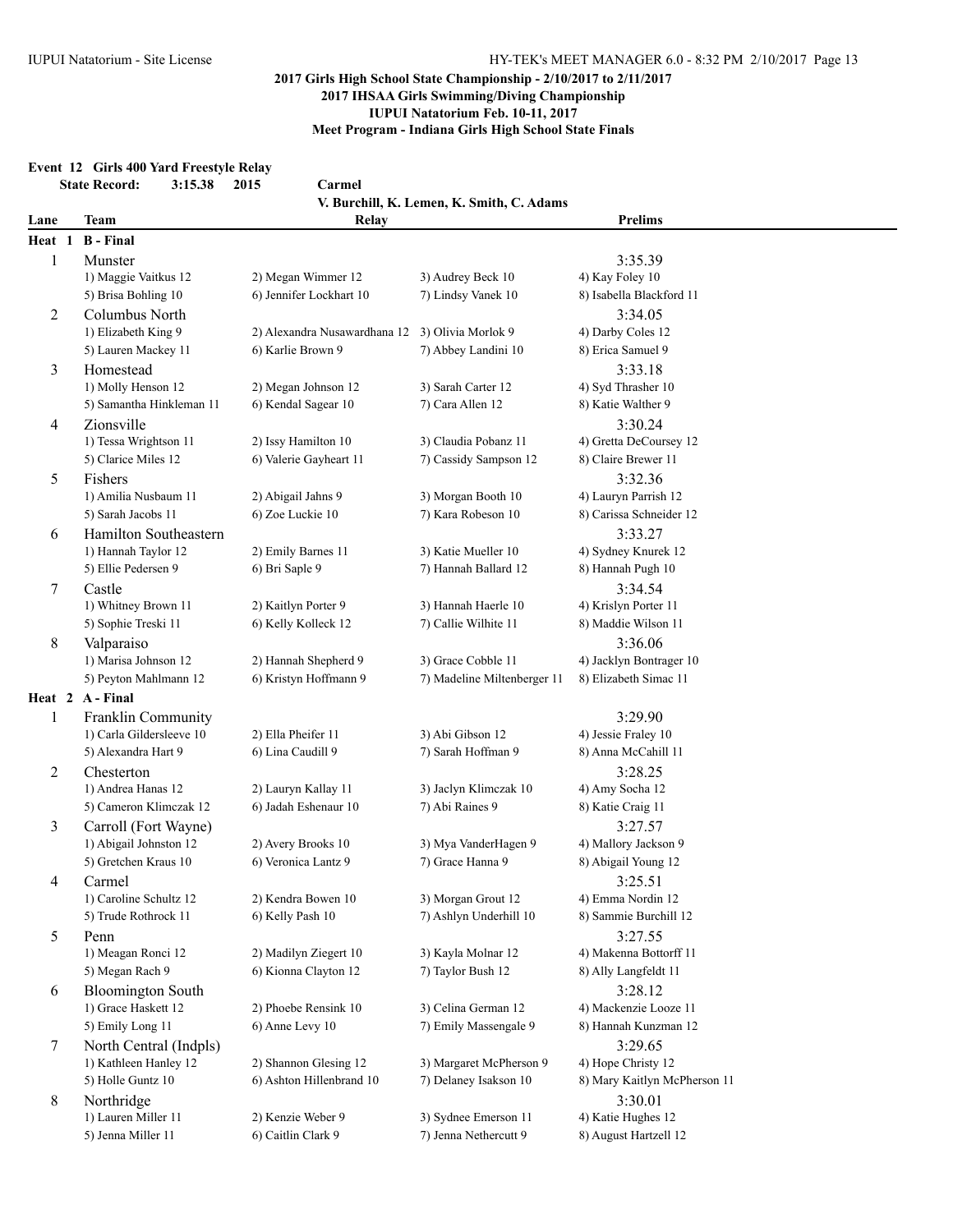**2017 Girls High School State Championship - 2/10/2017 to 2/11/2017**
**2017 IHSAA Girls Swimming/Diving Championship**
**IUPUI Natatorium Feb. 10-11, 2017**
**Meet Program - Indiana Girls High School State Finals**

**Event 12 Girls 400 Yard Freestyle Relay**

**State Record: 3:15.38 2015 Carmel**
**V. Burchill, K. Lemen, K. Smith, C. Adams**

| Lane | Team | Relay | | Prelims |
|---|---|---|---|---|
| **Heat 1** | **B - Final** | | | |
| 1 | Munster | | | 3:35.39 |
| | 1) Maggie Vaitkus 12 | 2) Megan Wimmer 12 | 3) Audrey Beck 10 | 4) Kay Foley 10 |
| | 5) Brisa Bohling 10 | 6) Jennifer Lockhart 10 | 7) Lindsy Vanek 10 | 8) Isabella Blackford 11 |
| 2 | Columbus North | | | 3:34.05 |
| | 1) Elizabeth King 9 | 2) Alexandra Nusawardhana 12 | 3) Olivia Morlok 9 | 4) Darby Coles 12 |
| | 5) Lauren Mackey 11 | 6) Karlie Brown 9 | 7) Abbey Landini 10 | 8) Erica Samuel 9 |
| 3 | Homestead | | | 3:33.18 |
| | 1) Molly Henson 12 | 2) Megan Johnson 12 | 3) Sarah Carter 12 | 4) Syd Thrasher 10 |
| | 5) Samantha Hinkleman 11 | 6) Kendal Sagear 10 | 7) Cara Allen 12 | 8) Katie Walther 9 |
| 4 | Zionsville | | | 3:30.24 |
| | 1) Tessa Wrightson 11 | 2) Issy Hamilton 10 | 3) Claudia Pobanz 11 | 4) Gretta DeCoursey 12 |
| | 5) Clarice Miles 12 | 6) Valerie Gayheart 11 | 7) Cassidy Sampson 12 | 8) Claire Brewer 11 |
| 5 | Fishers | | | 3:32.36 |
| | 1) Amilia Nusbaum 11 | 2) Abigail Jahns 9 | 3) Morgan Booth 10 | 4) Lauryn Parrish 12 |
| | 5) Sarah Jacobs 11 | 6) Zoe Luckie 10 | 7) Kara Robeson 10 | 8) Carissa Schneider 12 |
| 6 | Hamilton Southeastern | | | 3:33.27 |
| | 1) Hannah Taylor 12 | 2) Emily Barnes 11 | 3) Katie Mueller 10 | 4) Sydney Knurek 12 |
| | 5) Ellie Pedersen 9 | 6) Bri Saple 9 | 7) Hannah Ballard 12 | 8) Hannah Pugh 10 |
| 7 | Castle | | | 3:34.54 |
| | 1) Whitney Brown 11 | 2) Kaitlyn Porter 9 | 3) Hannah Haerle 10 | 4) Krislyn Porter 11 |
| | 5) Sophie Treski 11 | 6) Kelly Kolleck 12 | 7) Callie Wilhite 11 | 8) Maddie Wilson 11 |
| 8 | Valparaiso | | | 3:36.06 |
| | 1) Marisa Johnson 12 | 2) Hannah Shepherd 9 | 3) Grace Cobble 11 | 4) Jacklyn Bontrager 10 |
| | 5) Peyton Mahlmann 12 | 6) Kristyn Hoffmann 9 | 7) Madeline Miltenberger 11 | 8) Elizabeth Simac 11 |
| **Heat 2** | **A - Final** | | | |
| 1 | Franklin Community | | | 3:29.90 |
| | 1) Carla Gildersleeve 10 | 2) Ella Pheifer 11 | 3) Abi Gibson 12 | 4) Jessie Fraley 10 |
| | 5) Alexandra Hart 9 | 6) Lina Caudill 9 | 7) Sarah Hoffman 9 | 8) Anna McCahill 11 |
| 2 | Chesterton | | | 3:28.25 |
| | 1) Andrea Hanas 12 | 2) Lauryn Kallay 11 | 3) Jaclyn Klimczak 10 | 4) Amy Socha 12 |
| | 5) Cameron Klimczak 12 | 6) Jadah Eshenaur 10 | 7) Abi Raines 9 | 8) Katie Craig 11 |
| 3 | Carroll (Fort Wayne) | | | 3:27.57 |
| | 1) Abigail Johnston 12 | 2) Avery Brooks 10 | 3) Mya VanderHagen 9 | 4) Mallory Jackson 9 |
| | 5) Gretchen Kraus 10 | 6) Veronica Lantz 9 | 7) Grace Hanna 9 | 8) Abigail Young 12 |
| 4 | Carmel | | | 3:25.51 |
| | 1) Caroline Schultz 12 | 2) Kendra Bowen 10 | 3) Morgan Grout 12 | 4) Emma Nordin 12 |
| | 5) Trude Rothrock 11 | 6) Kelly Pash 10 | 7) Ashlyn Underhill 10 | 8) Sammie Burchill 12 |
| 5 | Penn | | | 3:27.55 |
| | 1) Meagan Ronci 12 | 2) Madilyn Ziegert 10 | 3) Kayla Molnar 12 | 4) Makenna Bottorff 11 |
| | 5) Megan Rach 9 | 6) Kionna Clayton 12 | 7) Taylor Bush 12 | 8) Ally Langfeldt 11 |
| 6 | Bloomington South | | | 3:28.12 |
| | 1) Grace Haskett 12 | 2) Phoebe Rensink 10 | 3) Celina German 12 | 4) Mackenzie Looze 11 |
| | 5) Emily Long 11 | 6) Anne Levy 10 | 7) Emily Massengale 9 | 8) Hannah Kunzman 12 |
| 7 | North Central (Indpls) | | | 3:29.65 |
| | 1) Kathleen Hanley 12 | 2) Shannon Glesing 12 | 3) Margaret McPherson 9 | 4) Hope Christy 12 |
| | 5) Holle Guntz 10 | 6) Ashton Hillenbrand 10 | 7) Delaney Isakson 10 | 8) Mary Kaitlyn McPherson 11 |
| 8 | Northridge | | | 3:30.01 |
| | 1) Lauren Miller 11 | 2) Kenzie Weber 9 | 3) Sydnee Emerson 11 | 4) Katie Hughes 12 |
| | 5) Jenna Miller 11 | 6) Caitlin Clark 9 | 7) Jenna Nethercutt 9 | 8) August Hartzell 12 |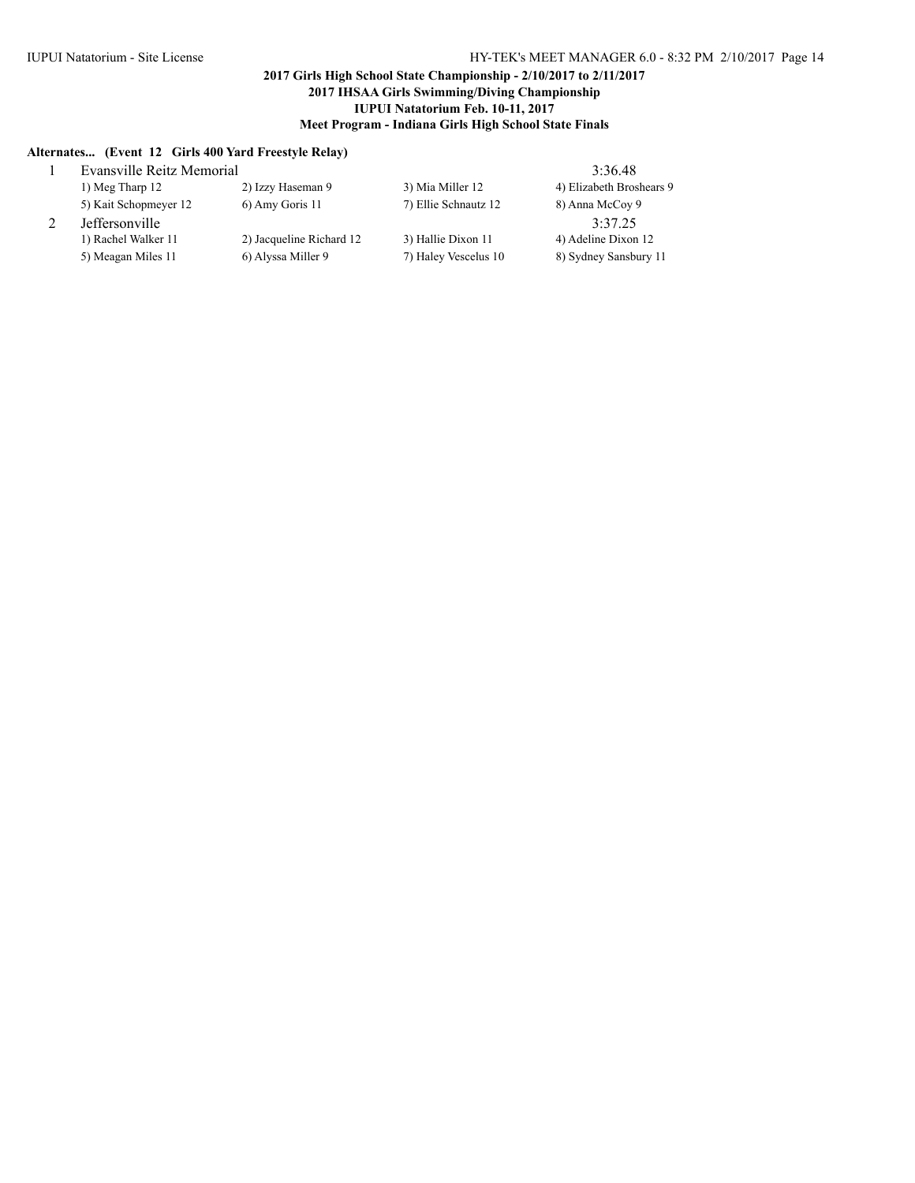**2017 Girls High School State Championship - 2/10/2017 to 2/11/2017**
**2017 IHSAA Girls Swimming/Diving Championship**
**IUPUI Natatorium Feb. 10-11, 2017**
**Meet Program - Indiana Girls High School State Finals**

**Alternates... (Event 12 Girls 400 Yard Freestyle Relay)**

| | | | | |
|---|---|---|---|---|
| 1 | Evansville Reitz Memorial | | | 3:36.48 |
| | 1) Meg Tharp 12 | 2) Izzy Haseman 9 | 3) Mia Miller 12 | 4) Elizabeth Broshears 9 |
| | 5) Kait Schopmeyer 12 | 6) Amy Goris 11 | 7) Ellie Schnautz 12 | 8) Anna McCoy 9 |
| 2 | Jeffersonville | | | 3:37.25 |
| | 1) Rachel Walker 11 | 2) Jacqueline Richard 12 | 3) Hallie Dixon 11 | 4) Adeline Dixon 12 |
| | 5) Meagan Miles 11 | 6) Alyssa Miller 9 | 7) Haley Vescelus 10 | 8) Sydney Sansbury 11 |